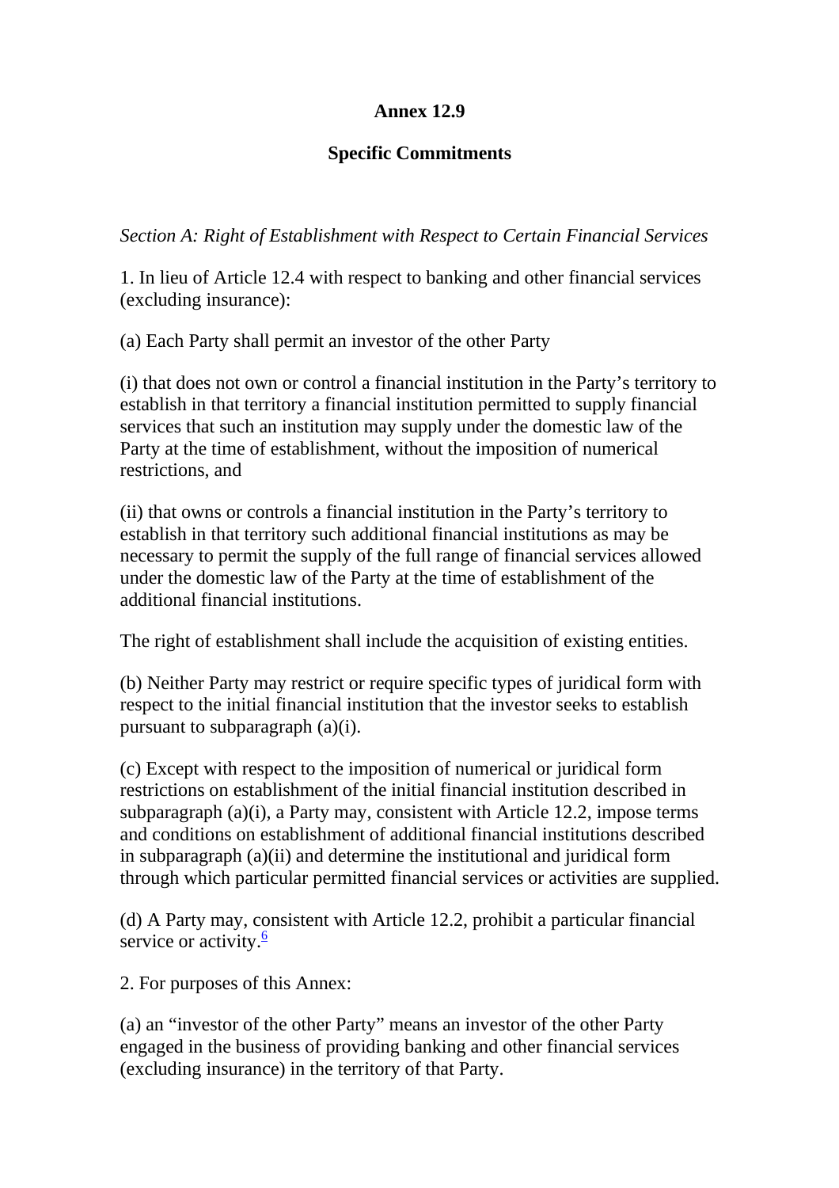# Annex 12.9

## Specific Commitments

*Section A: Right of Establishment with Respect to Certain Financial Services*

1. In lieu of Article 12.4 with respect to banking and other financial services (excluding insurance):

(a) Each Party shall permit an investor of the other Party

(i) that does not own or control a financial institution in the Party's territory to establish in that territory a financial institution permitted to supply financial services that such an institution may supply under the domestic law of the Party at the time of establishment, without the imposition of numerical restrictions, and

(ii) that owns or controls a financial institution in the Party's territory to establish in that territory such additional financial institutions as may be necessary to permit the supply of the full range of financial services allowed under the domestic law of the Party at the time of establishment of the additional financial institutions.

The right of establishment shall include the acquisition of existing entities.

(b) Neither Party may restrict or require specific types of juridical form with respect to the initial financial institution that the investor seeks to establish pursuant to subparagraph (a)(i).

(c) Except with respect to the imposition of numerical or juridical form restrictions on establishment of the initial financial institution described in subparagraph (a)(i), a Party may, consistent with Article 12.2, impose terms and conditions on establishment of additional financial institutions described in subparagraph (a)(ii) and determine the institutional and juridical form through which particular permitted financial services or activities are supplied.

(d) A Party may, consistent with Article 12.2, prohibit a particular financial service or activity.[6]

2. For purposes of this Annex:

(a) an "investor of the other Party" means an investor of the other Party engaged in the business of providing banking and other financial services (excluding insurance) in the territory of that Party.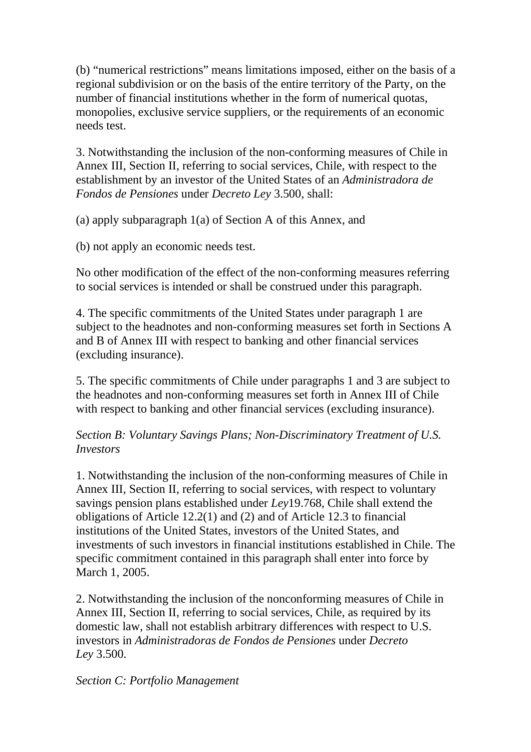(b) “numerical restrictions” means limitations imposed, either on the basis of a regional subdivision or on the basis of the entire territory of the Party, on the number of financial institutions whether in the form of numerical quotas, monopolies, exclusive service suppliers, or the requirements of an economic needs test.

3. Notwithstanding the inclusion of the non-conforming measures of Chile in Annex III, Section II, referring to social services, Chile, with respect to the establishment by an investor of the United States of an *Administradora de Fondos de Pensiones* under *Decreto Ley* 3.500, shall:

(a) apply subparagraph 1(a) of Section A of this Annex, and

(b) not apply an economic needs test.

No other modification of the effect of the non-conforming measures referring to social services is intended or shall be construed under this paragraph.

4. The specific commitments of the United States under paragraph 1 are subject to the headnotes and non-conforming measures set forth in Sections A and B of Annex III with respect to banking and other financial services (excluding insurance).

5. The specific commitments of Chile under paragraphs 1 and 3 are subject to the headnotes and non-conforming measures set forth in Annex III of Chile with respect to banking and other financial services (excluding insurance).

*Section B: Voluntary Savings Plans; Non-Discriminatory Treatment of U.S. Investors*

1. Notwithstanding the inclusion of the non-conforming measures of Chile in Annex III, Section II, referring to social services, with respect to voluntary savings pension plans established under *Ley*19.768, Chile shall extend the obligations of Article 12.2(1) and (2) and of Article 12.3 to financial institutions of the United States, investors of the United States, and investments of such investors in financial institutions established in Chile. The specific commitment contained in this paragraph shall enter into force by March 1, 2005.

2. Notwithstanding the inclusion of the nonconforming measures of Chile in Annex III, Section II, referring to social services, Chile, as required by its domestic law, shall not establish arbitrary differences with respect to U.S. investors in *Administradoras de Fondos de Pensiones* under *Decreto Ley* 3.500.

*Section C: Portfolio Management*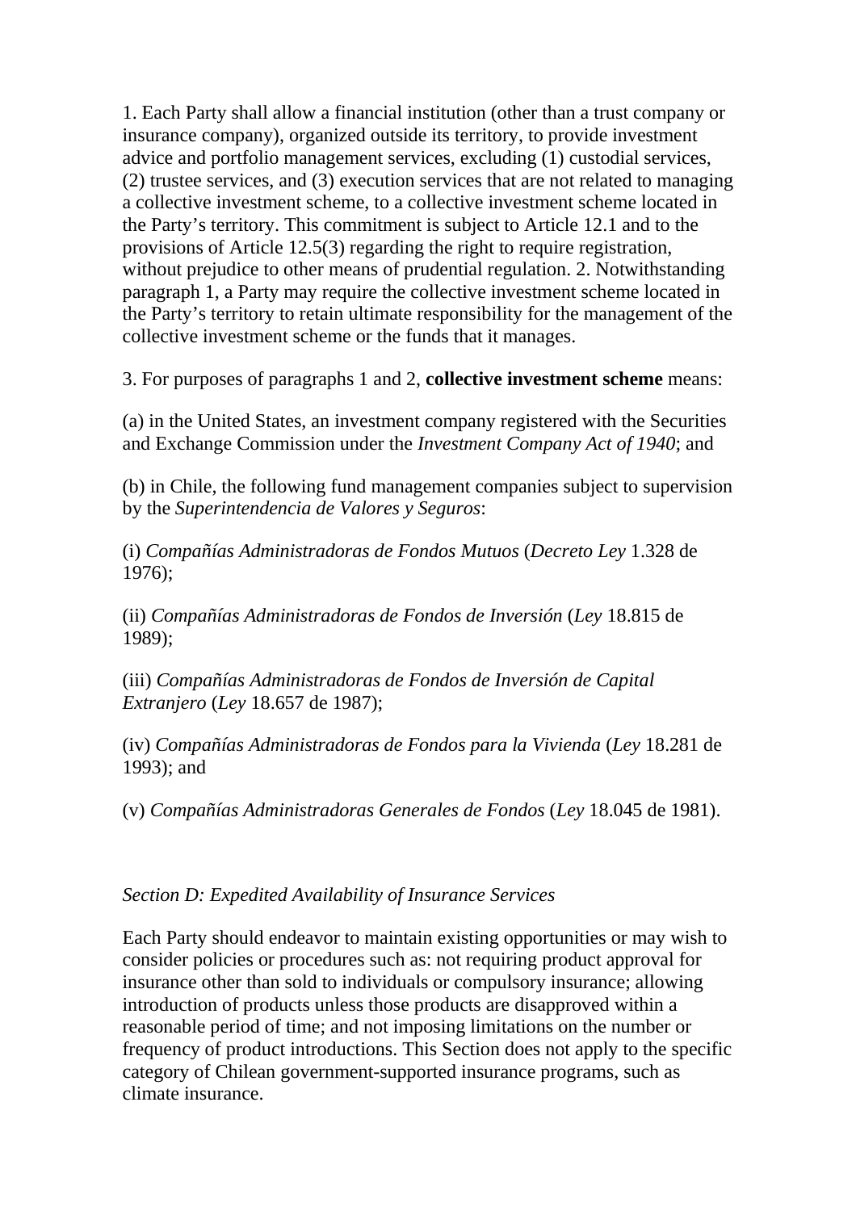1. Each Party shall allow a financial institution (other than a trust company or insurance company), organized outside its territory, to provide investment advice and portfolio management services, excluding (1) custodial services, (2) trustee services, and (3) execution services that are not related to managing a collective investment scheme, to a collective investment scheme located in the Party's territory. This commitment is subject to Article 12.1 and to the provisions of Article 12.5(3) regarding the right to require registration, without prejudice to other means of prudential regulation. 2. Notwithstanding paragraph 1, a Party may require the collective investment scheme located in the Party's territory to retain ultimate responsibility for the management of the collective investment scheme or the funds that it manages.

3. For purposes of paragraphs 1 and 2, **collective investment scheme** means:

(a) in the United States, an investment company registered with the Securities and Exchange Commission under the *Investment Company Act of 1940*; and

(b) in Chile, the following fund management companies subject to supervision by the *Superintendencia de Valores y Seguros*:

(i) *Compañías Administradoras de Fondos Mutuos* (*Decreto Ley* 1.328 de 1976);

(ii) *Compañías Administradoras de Fondos de Inversión* (*Ley* 18.815 de 1989);

(iii) *Compañías Administradoras de Fondos de Inversión de Capital Extranjero* (*Ley* 18.657 de 1987);

(iv) *Compañías Administradoras de Fondos para la Vivienda* (*Ley* 18.281 de 1993); and

(v) *Compañías Administradoras Generales de Fondos* (*Ley* 18.045 de 1981).

*Section D: Expedited Availability of Insurance Services*

Each Party should endeavor to maintain existing opportunities or may wish to consider policies or procedures such as: not requiring product approval for insurance other than sold to individuals or compulsory insurance; allowing introduction of products unless those products are disapproved within a reasonable period of time; and not imposing limitations on the number or frequency of product introductions. This Section does not apply to the specific category of Chilean government-supported insurance programs, such as climate insurance.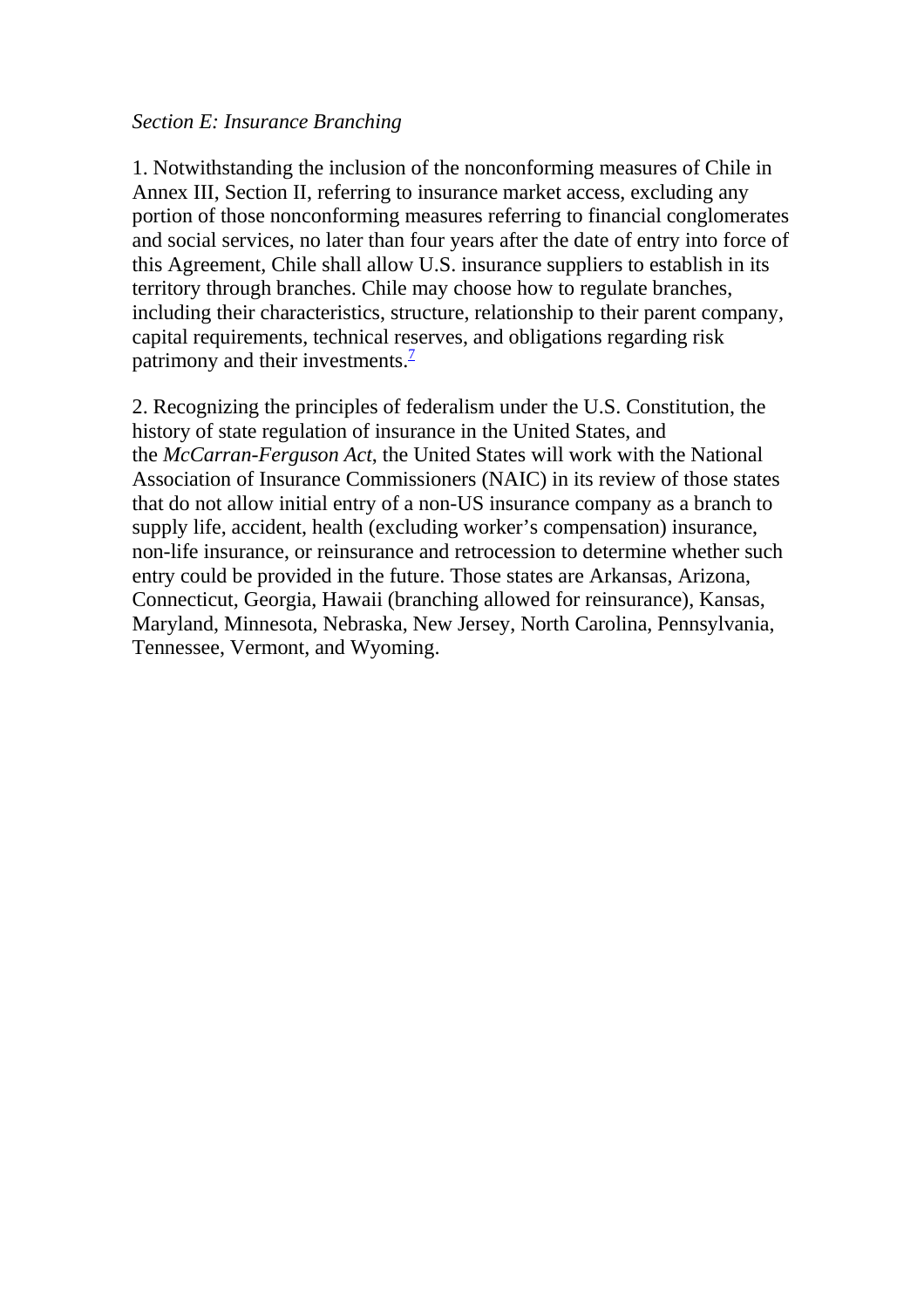*Section E: Insurance Branching*

1. Notwithstanding the inclusion of the nonconforming measures of Chile in Annex III, Section II, referring to insurance market access, excluding any portion of those nonconforming measures referring to financial conglomerates and social services, no later than four years after the date of entry into force of this Agreement, Chile shall allow U.S. insurance suppliers to establish in its territory through branches. Chile may choose how to regulate branches, including their characteristics, structure, relationship to their parent company, capital requirements, technical reserves, and obligations regarding risk patrimony and their investments.[7]

2. Recognizing the principles of federalism under the U.S. Constitution, the history of state regulation of insurance in the United States, and the *McCarran-Ferguson Act*, the United States will work with the National Association of Insurance Commissioners (NAIC) in its review of those states that do not allow initial entry of a non-US insurance company as a branch to supply life, accident, health (excluding worker's compensation) insurance, non-life insurance, or reinsurance and retrocession to determine whether such entry could be provided in the future. Those states are Arkansas, Arizona, Connecticut, Georgia, Hawaii (branching allowed for reinsurance), Kansas, Maryland, Minnesota, Nebraska, New Jersey, North Carolina, Pennsylvania, Tennessee, Vermont, and Wyoming.